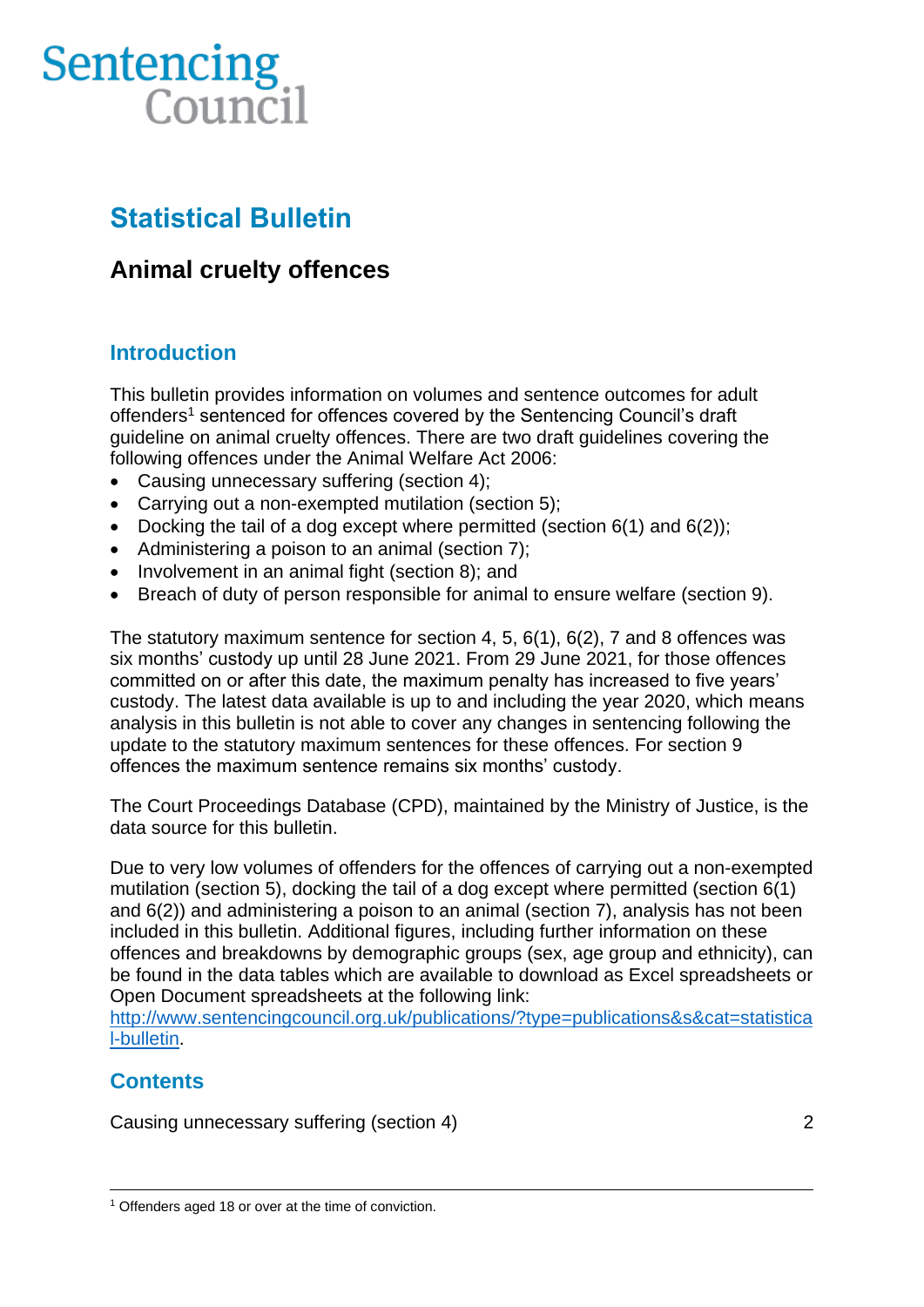Sentencing Council

# Statistical Bulletin

## Animal cruelty offences

### Introduction

This bulletin provides information on volumes and sentence outcomes for adult offenders[1] sentenced for offences covered by the Sentencing Council's draft guideline on animal cruelty offences. There are two draft guidelines covering the following offences under the Animal Welfare Act 2006:

- Causing unnecessary suffering (section 4);
- Carrying out a non-exempted mutilation (section 5);
- Docking the tail of a dog except where permitted (section 6(1) and 6(2));
- Administering a poison to an animal (section 7);
- Involvement in an animal fight (section 8); and
- Breach of duty of person responsible for animal to ensure welfare (section 9).

The statutory maximum sentence for section 4, 5, 6(1), 6(2), 7 and 8 offences was six months' custody up until 28 June 2021. From 29 June 2021, for those offences committed on or after this date, the maximum penalty has increased to five years' custody. The latest data available is up to and including the year 2020, which means analysis in this bulletin is not able to cover any changes in sentencing following the update to the statutory maximum sentences for these offences. For section 9 offences the maximum sentence remains six months' custody.

The Court Proceedings Database (CPD), maintained by the Ministry of Justice, is the data source for this bulletin.

Due to very low volumes of offenders for the offences of carrying out a non-exempted mutilation (section 5), docking the tail of a dog except where permitted (section 6(1) and 6(2)) and administering a poison to an animal (section 7), analysis has not been included in this bulletin. Additional figures, including further information on these offences and breakdowns by demographic groups (sex, age group and ethnicity), can be found in the data tables which are available to download as Excel spreadsheets or Open Document spreadsheets at the following link: [http://www.sentencingcouncil.org.uk/publications/?type=publications&s&cat=statistical-bulletin](http://www.sentencingcouncil.org.uk/publications/?type=publications&s&cat=statistical-bulletin).

### Contents

Causing unnecessary suffering (section 4) 2

---

[1] Offenders aged 18 or over at the time of conviction.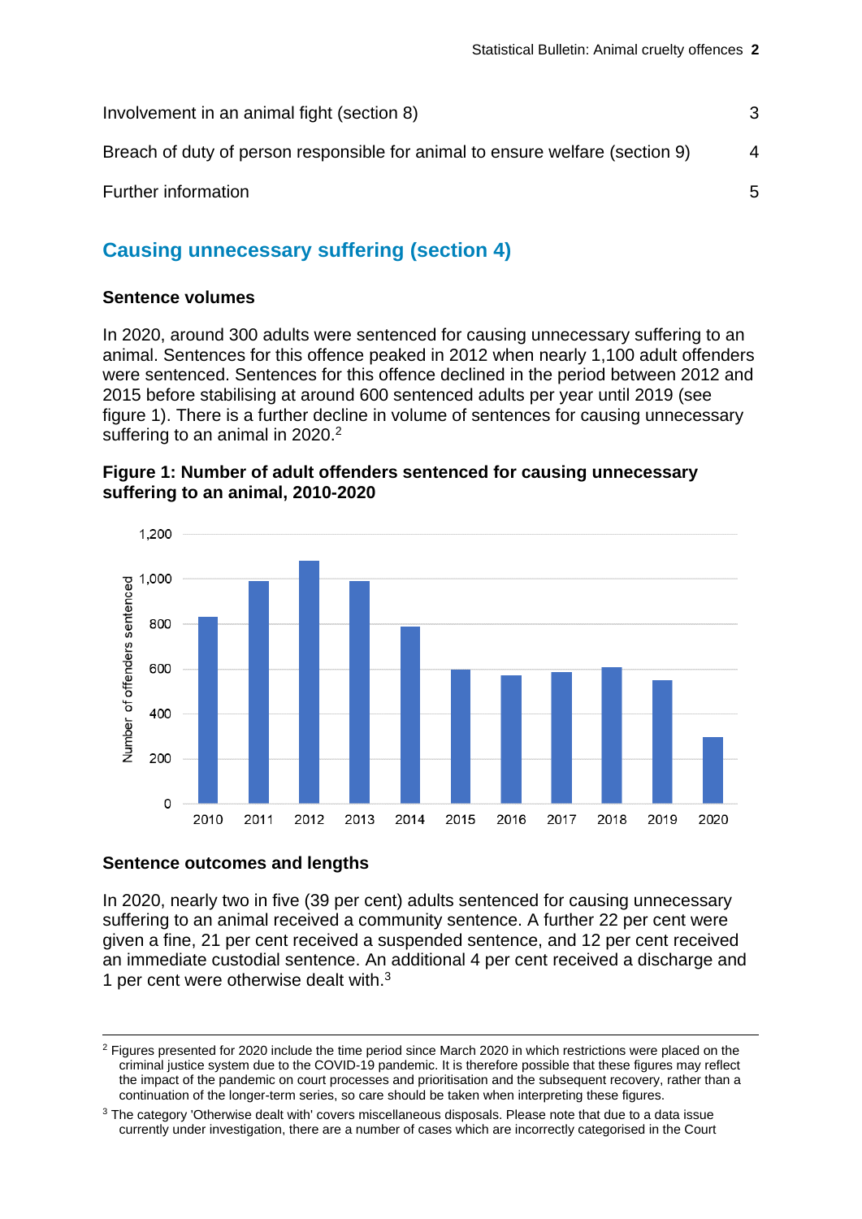Involvement in an animal fight (section 8) 3

Breach of duty of person responsible for animal to ensure welfare (section 9) 4

Further information 5

## Causing unnecessary suffering (section 4)

### Sentence volumes

In 2020, around 300 adults were sentenced for causing unnecessary suffering to an animal. Sentences for this offence peaked in 2012 when nearly 1,100 adult offenders were sentenced. Sentences for this offence declined in the period between 2012 and 2015 before stabilising at around 600 sentenced adults per year until 2019 (see figure 1). There is a further decline in volume of sentences for causing unnecessary suffering to an animal in 2020.[2]

**Figure 1: Number of adult offenders sentenced for causing unnecessary suffering to an animal, 2010-2020**

### Sentence outcomes and lengths

In 2020, nearly two in five (39 per cent) adults sentenced for causing unnecessary suffering to an animal received a community sentence. A further 22 per cent were given a fine, 21 per cent received a suspended sentence, and 12 per cent received an immediate custodial sentence. An additional 4 per cent received a discharge and 1 per cent were otherwise dealt with.[3]

---

[2] Figures presented for 2020 include the time period since March 2020 in which restrictions were placed on the criminal justice system due to the COVID-19 pandemic. It is therefore possible that these figures may reflect the impact of the pandemic on court processes and prioritisation and the subsequent recovery, rather than a continuation of the longer-term series, so care should be taken when interpreting these figures.

[3] The category 'Otherwise dealt with' covers miscellaneous disposals. Please note that due to a data issue currently under investigation, there are a number of cases which are incorrectly categorised in the Court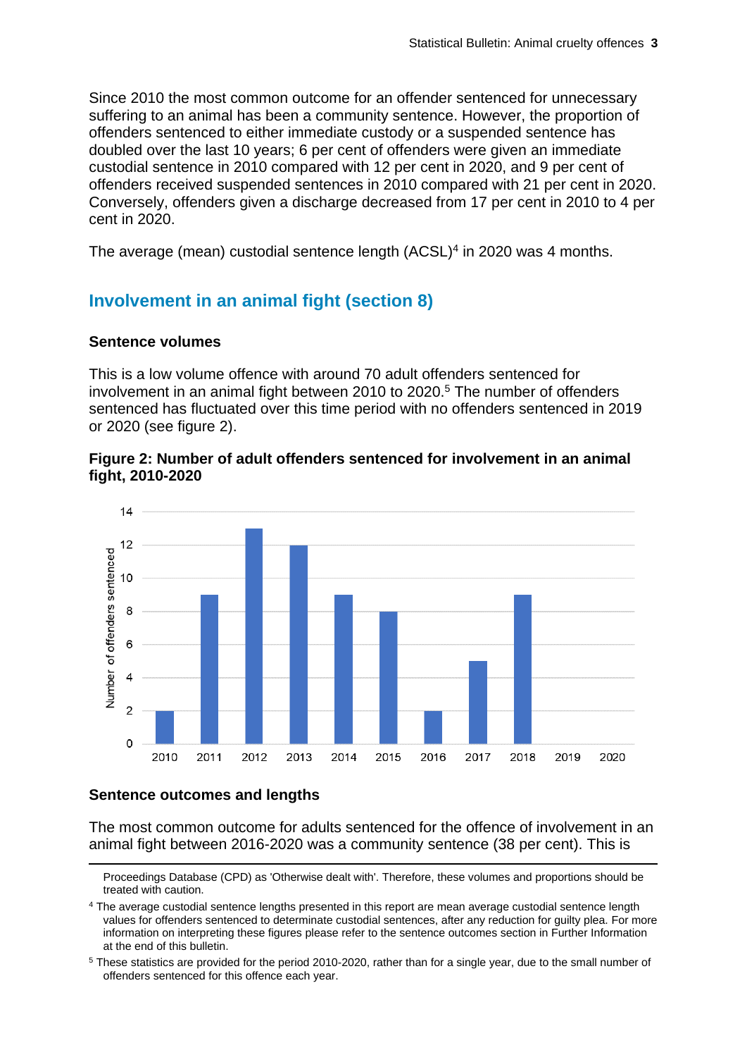Since 2010 the most common outcome for an offender sentenced for unnecessary suffering to an animal has been a community sentence. However, the proportion of offenders sentenced to either immediate custody or a suspended sentence has doubled over the last 10 years; 6 per cent of offenders were given an immediate custodial sentence in 2010 compared with 12 per cent in 2020, and 9 per cent of offenders received suspended sentences in 2010 compared with 21 per cent in 2020. Conversely, offenders given a discharge decreased from 17 per cent in 2010 to 4 per cent in 2020.

The average (mean) custodial sentence length (ACSL)[4] in 2020 was 4 months.

## Involvement in an animal fight (section 8)

### Sentence volumes

This is a low volume offence with around 70 adult offenders sentenced for involvement in an animal fight between 2010 to 2020.[5] The number of offenders sentenced has fluctuated over this time period with no offenders sentenced in 2019 or 2020 (see figure 2).

**Figure 2: Number of adult offenders sentenced for involvement in an animal fight, 2010-2020**

### Sentence outcomes and lengths

The most common outcome for adults sentenced for the offence of involvement in an animal fight between 2016-2020 was a community sentence (38 per cent). This is

---

Proceedings Database (CPD) as 'Otherwise dealt with'. Therefore, these volumes and proportions should be treated with caution.

[4] The average custodial sentence lengths presented in this report are mean average custodial sentence length values for offenders sentenced to determinate custodial sentences, after any reduction for guilty plea. For more information on interpreting these figures please refer to the sentence outcomes section in Further Information at the end of this bulletin.

[5] These statistics are provided for the period 2010-2020, rather than for a single year, due to the small number of offenders sentenced for this offence each year.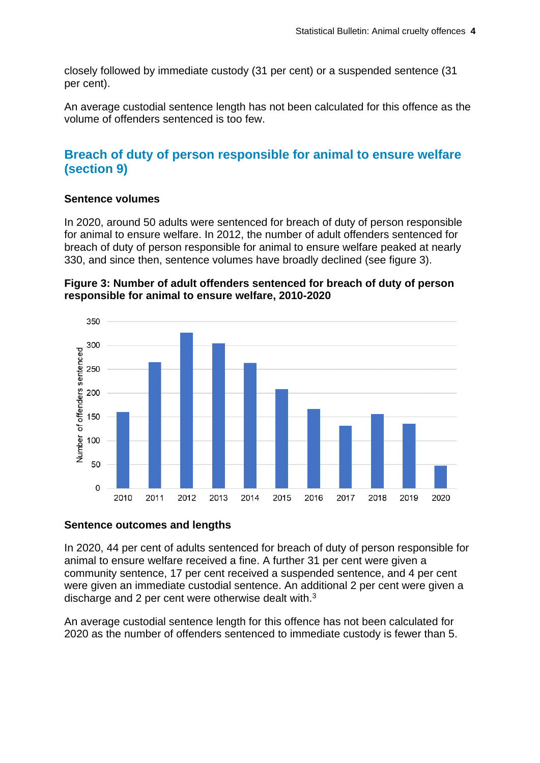closely followed by immediate custody (31 per cent) or a suspended sentence (31 per cent).

An average custodial sentence length has not been calculated for this offence as the volume of offenders sentenced is too few.

## Breach of duty of person responsible for animal to ensure welfare (section 9)

### Sentence volumes

In 2020, around 50 adults were sentenced for breach of duty of person responsible for animal to ensure welfare. In 2012, the number of adult offenders sentenced for breach of duty of person responsible for animal to ensure welfare peaked at nearly 330, and since then, sentence volumes have broadly declined (see figure 3).

**Figure 3: Number of adult offenders sentenced for breach of duty of person responsible for animal to ensure welfare, 2010-2020**

### Sentence outcomes and lengths

In 2020, 44 per cent of adults sentenced for breach of duty of person responsible for animal to ensure welfare received a fine. A further 31 per cent were given a community sentence, 17 per cent received a suspended sentence, and 4 per cent were given an immediate custodial sentence. An additional 2 per cent were given a discharge and 2 per cent were otherwise dealt with.[3]

An average custodial sentence length for this offence has not been calculated for 2020 as the number of offenders sentenced to immediate custody is fewer than 5.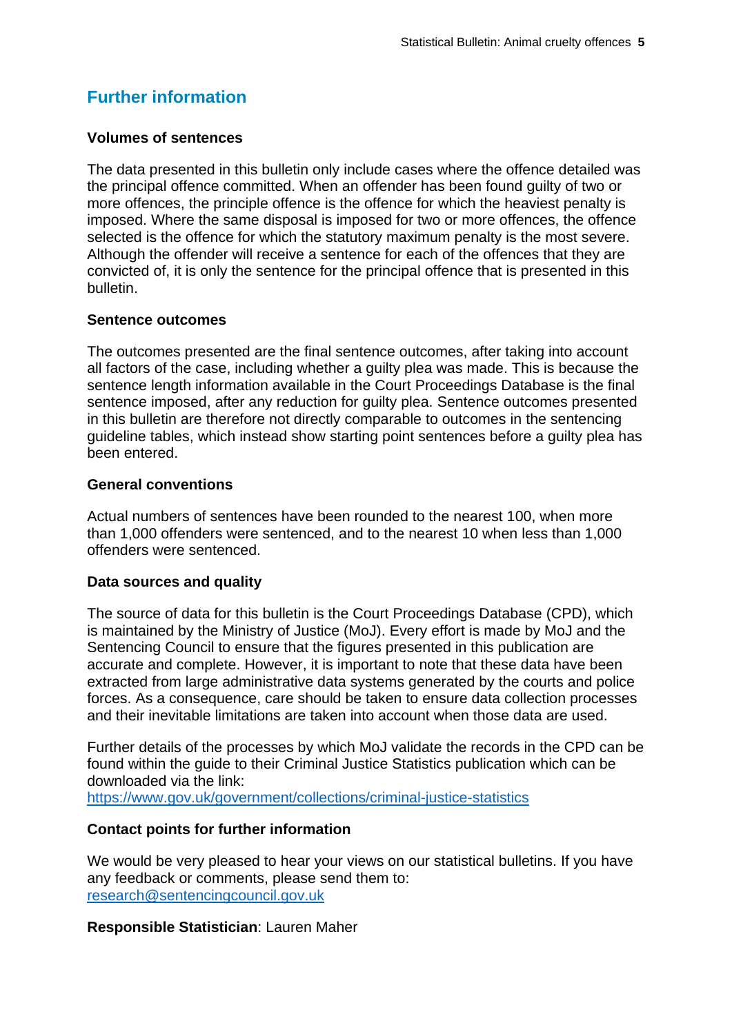## Further information

### Volumes of sentences

The data presented in this bulletin only include cases where the offence detailed was the principal offence committed. When an offender has been found guilty of two or more offences, the principle offence is the offence for which the heaviest penalty is imposed. Where the same disposal is imposed for two or more offences, the offence selected is the offence for which the statutory maximum penalty is the most severe. Although the offender will receive a sentence for each of the offences that they are convicted of, it is only the sentence for the principal offence that is presented in this bulletin.

### Sentence outcomes

The outcomes presented are the final sentence outcomes, after taking into account all factors of the case, including whether a guilty plea was made. This is because the sentence length information available in the Court Proceedings Database is the final sentence imposed, after any reduction for guilty plea. Sentence outcomes presented in this bulletin are therefore not directly comparable to outcomes in the sentencing guideline tables, which instead show starting point sentences before a guilty plea has been entered.

### General conventions

Actual numbers of sentences have been rounded to the nearest 100, when more than 1,000 offenders were sentenced, and to the nearest 10 when less than 1,000 offenders were sentenced.

### Data sources and quality

The source of data for this bulletin is the Court Proceedings Database (CPD), which is maintained by the Ministry of Justice (MoJ). Every effort is made by MoJ and the Sentencing Council to ensure that the figures presented in this publication are accurate and complete. However, it is important to note that these data have been extracted from large administrative data systems generated by the courts and police forces. As a consequence, care should be taken to ensure data collection processes and their inevitable limitations are taken into account when those data are used.

Further details of the processes by which MoJ validate the records in the CPD can be found within the guide to their Criminal Justice Statistics publication which can be downloaded via the link:
https://www.gov.uk/government/collections/criminal-justice-statistics

### Contact points for further information

We would be very pleased to hear your views on our statistical bulletins. If you have any feedback or comments, please send them to:
research@sentencingcouncil.gov.uk

**Responsible Statistician**: Lauren Maher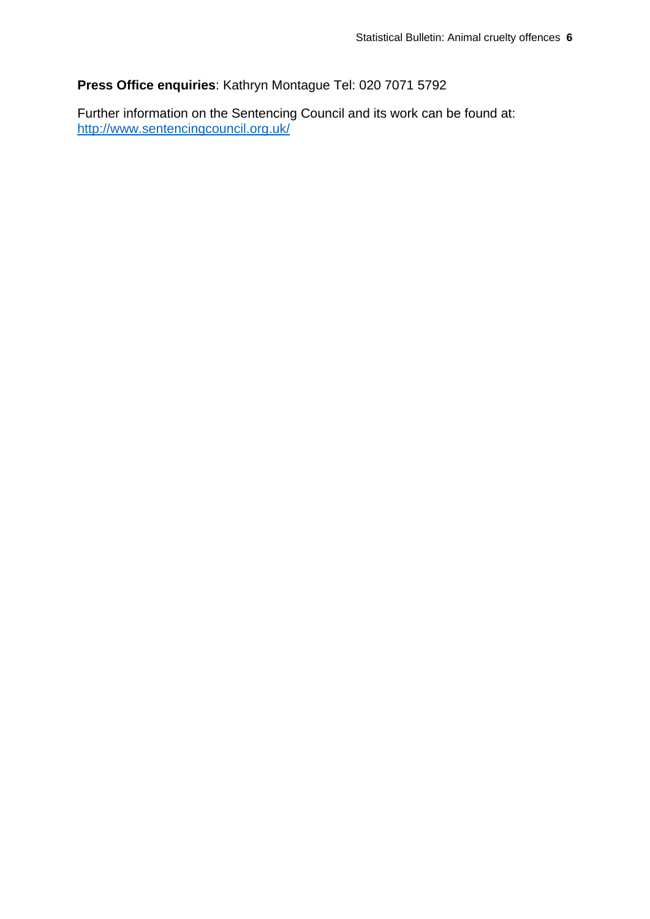**Press Office enquiries**: Kathryn Montague Tel: 020 7071 5792

Further information on the Sentencing Council and its work can be found at: http://www.sentencingcouncil.org.uk/